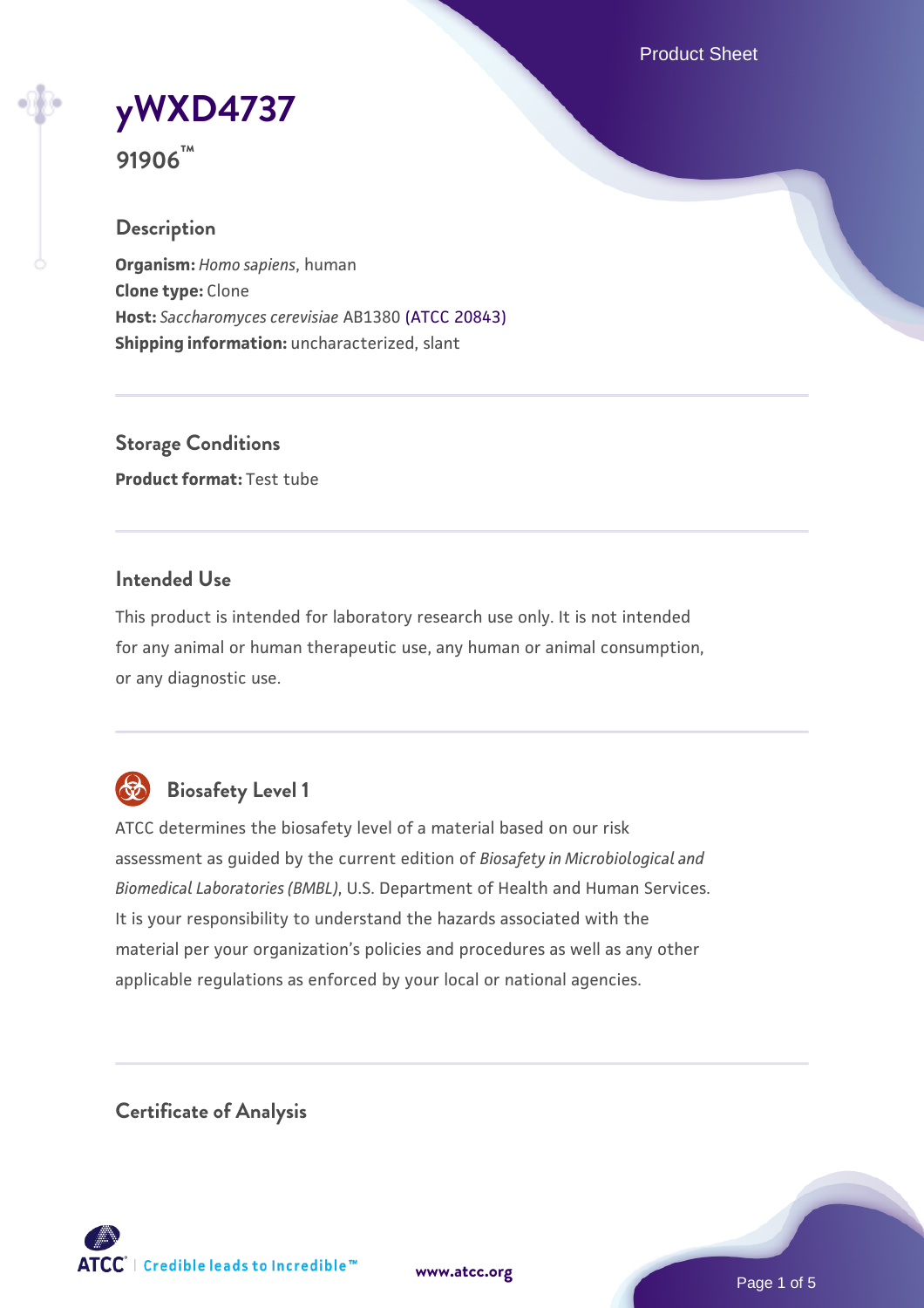# yWXD4737

**91906™**

## Description

**Organism:** *Homo sapiens*, human
**Clone type:** Clone
**Host:** *Saccharomyces cerevisiae* AB1380 (ATCC 20843)
**Shipping information:** uncharacterized, slant

## Storage Conditions

**Product format:** Test tube

## Intended Use

This product is intended for laboratory research use only. It is not intended for any animal or human therapeutic use, any human or animal consumption, or any diagnostic use.

## Biosafety Level 1

ATCC determines the biosafety level of a material based on our risk assessment as guided by the current edition of *Biosafety in Microbiological and Biomedical Laboratories (BMBL)*, U.S. Department of Health and Human Services. It is your responsibility to understand the hazards associated with the material per your organization's policies and procedures as well as any other applicable regulations as enforced by your local or national agencies.

## Certificate of Analysis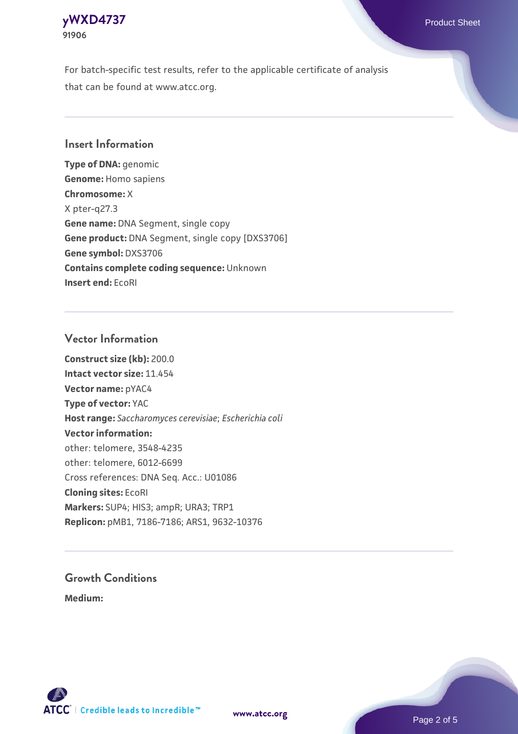For batch-specific test results, refer to the applicable certificate of analysis that can be found at www.atcc.org.

## Insert Information

**Type of DNA:** genomic
**Genome:** Homo sapiens
**Chromosome:** X
X pter-q27.3
**Gene name:** DNA Segment, single copy
**Gene product:** DNA Segment, single copy [DXS3706]
**Gene symbol:** DXS3706
**Contains complete coding sequence:** Unknown
**Insert end:** EcoRI

## Vector Information

**Construct size (kb):** 200.0
**Intact vector size:** 11.454
**Vector name:** pYAC4
**Type of vector:** YAC
**Host range:** *Saccharomyces cerevisiae*; *Escherichia coli*
**Vector information:**
other: telomere, 3548-4235
other: telomere, 6012-6699
Cross references: DNA Seq. Acc.: U01086
**Cloning sites:** EcoRI
**Markers:** SUP4; HIS3; ampR; URA3; TRP1
**Replicon:** pMB1, 7186-7186; ARS1, 9632-10376

## Growth Conditions

**Medium:**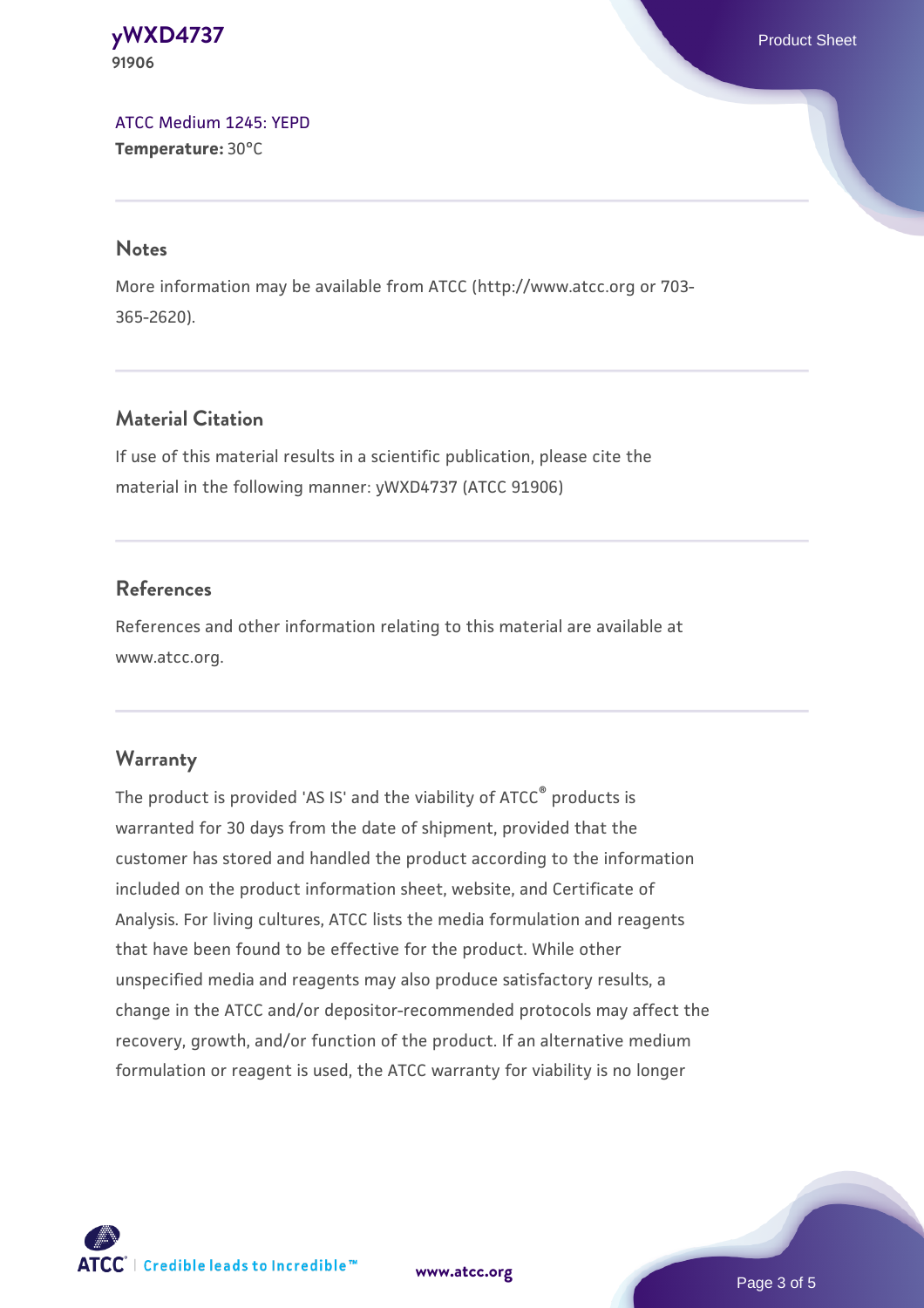ATCC Medium 1245: YEPD
**Temperature:** 30°C

## Notes

More information may be available from ATCC (http://www.atcc.org or 703-365-2620).

## Material Citation

If use of this material results in a scientific publication, please cite the material in the following manner: yWXD4737 (ATCC 91906)

## References

References and other information relating to this material are available at www.atcc.org.

## Warranty

The product is provided 'AS IS' and the viability of ATCC® products is warranted for 30 days from the date of shipment, provided that the customer has stored and handled the product according to the information included on the product information sheet, website, and Certificate of Analysis. For living cultures, ATCC lists the media formulation and reagents that have been found to be effective for the product. While other unspecified media and reagents may also produce satisfactory results, a change in the ATCC and/or depositor-recommended protocols may affect the recovery, growth, and/or function of the product. If an alternative medium formulation or reagent is used, the ATCC warranty for viability is no longer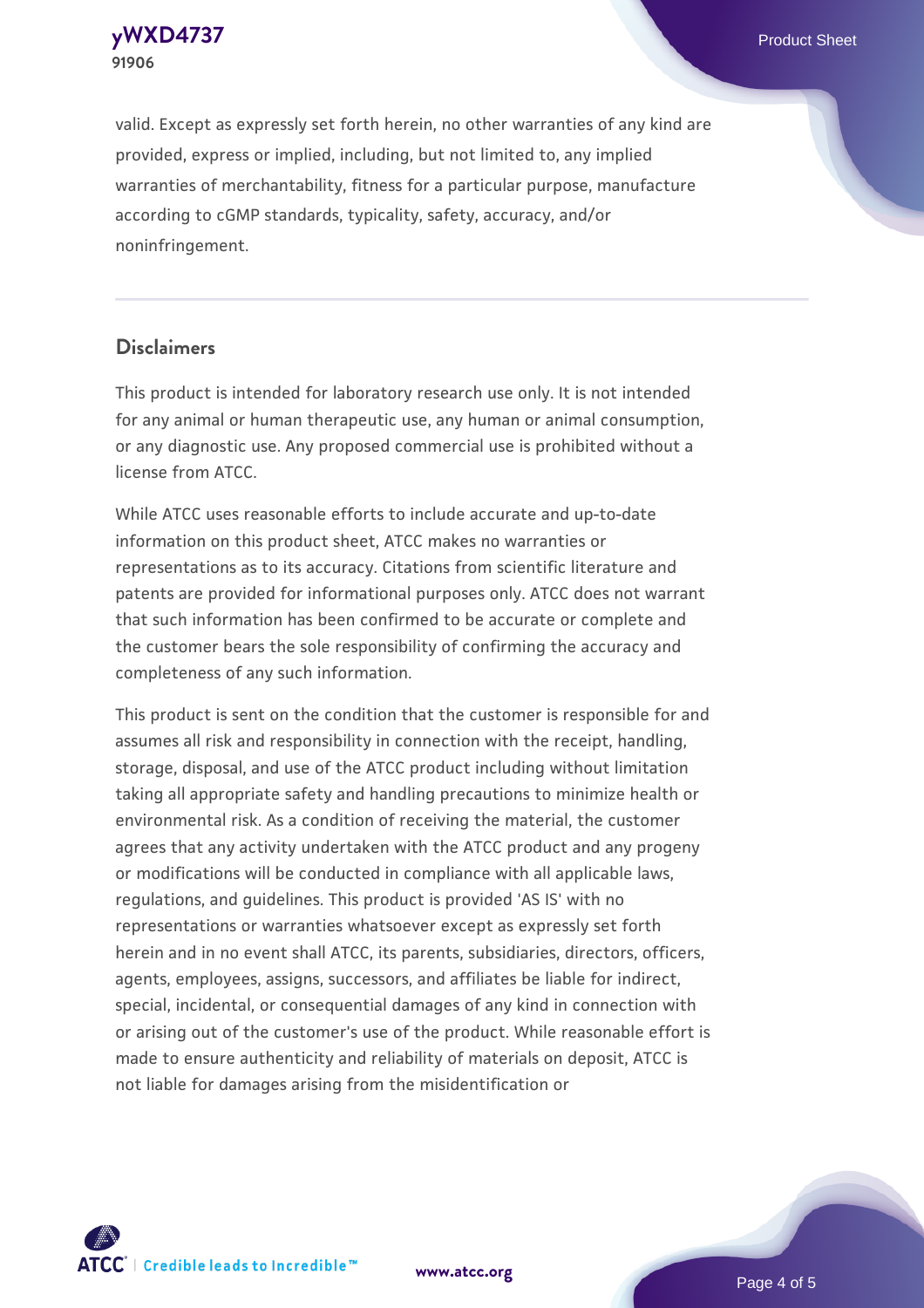valid. Except as expressly set forth herein, no other warranties of any kind are provided, express or implied, including, but not limited to, any implied warranties of merchantability, fitness for a particular purpose, manufacture according to cGMP standards, typicality, safety, accuracy, and/or noninfringement.

## Disclaimers

This product is intended for laboratory research use only. It is not intended for any animal or human therapeutic use, any human or animal consumption, or any diagnostic use. Any proposed commercial use is prohibited without a license from ATCC.

While ATCC uses reasonable efforts to include accurate and up-to-date information on this product sheet, ATCC makes no warranties or representations as to its accuracy. Citations from scientific literature and patents are provided for informational purposes only. ATCC does not warrant that such information has been confirmed to be accurate or complete and the customer bears the sole responsibility of confirming the accuracy and completeness of any such information.

This product is sent on the condition that the customer is responsible for and assumes all risk and responsibility in connection with the receipt, handling, storage, disposal, and use of the ATCC product including without limitation taking all appropriate safety and handling precautions to minimize health or environmental risk. As a condition of receiving the material, the customer agrees that any activity undertaken with the ATCC product and any progeny or modifications will be conducted in compliance with all applicable laws, regulations, and guidelines. This product is provided 'AS IS' with no representations or warranties whatsoever except as expressly set forth herein and in no event shall ATCC, its parents, subsidiaries, directors, officers, agents, employees, assigns, successors, and affiliates be liable for indirect, special, incidental, or consequential damages of any kind in connection with or arising out of the customer's use of the product. While reasonable effort is made to ensure authenticity and reliability of materials on deposit, ATCC is not liable for damages arising from the misidentification or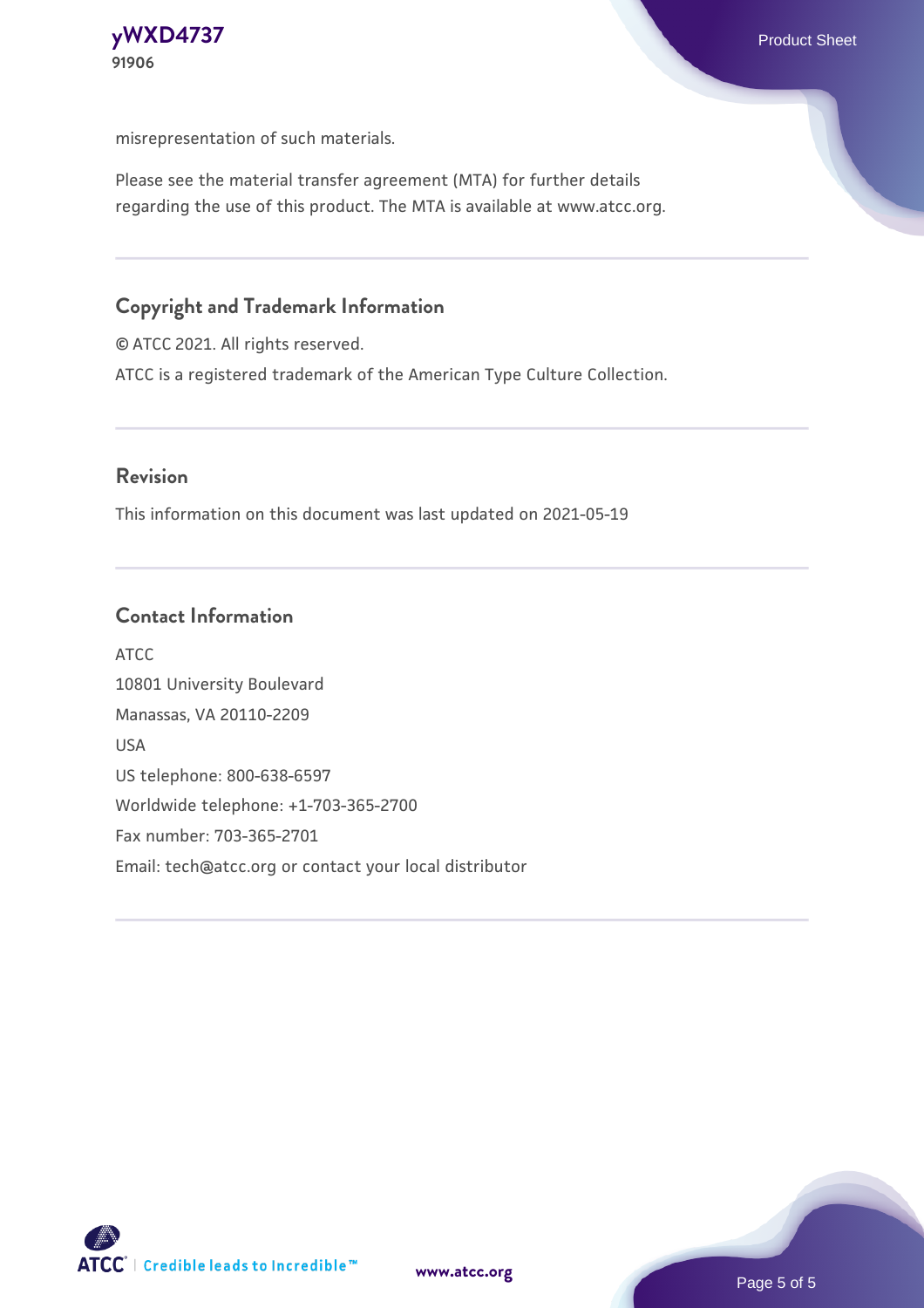misrepresentation of such materials.

Please see the material transfer agreement (MTA) for further details regarding the use of this product. The MTA is available at www.atcc.org.

## Copyright and Trademark Information

© ATCC 2021. All rights reserved.

ATCC is a registered trademark of the American Type Culture Collection.

## Revision

This information on this document was last updated on 2021-05-19

## Contact Information

ATCC
10801 University Boulevard
Manassas, VA 20110-2209
USA
US telephone: 800-638-6597
Worldwide telephone: +1-703-365-2700
Fax number: 703-365-2701
Email: tech@atcc.org or contact your local distributor